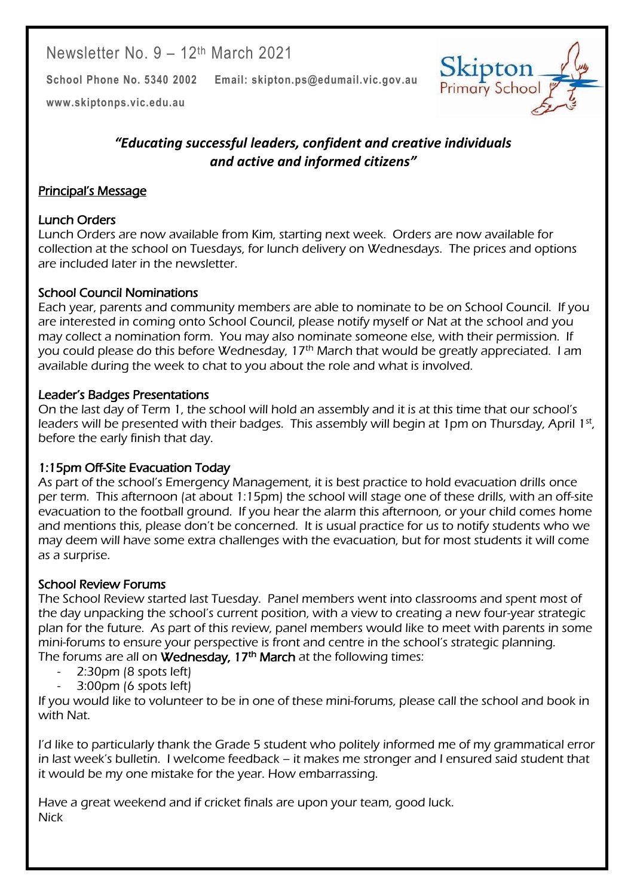Newsletter No. 9 – 12th March 2021

**School Phone No. 5340 2002 Email: skipton.ps@edumail.vic.gov.au**

**www.skiptonps.vic.edu.au**

Skipton Primary School

***"Educating successful leaders, confident and creative individuals and active and informed citizens"***

## Principal's Message

### Lunch Orders

Lunch Orders are now available from Kim, starting next week. Orders are now available for collection at the school on Tuesdays, for lunch delivery on Wednesdays. The prices and options are included later in the newsletter.

### School Council Nominations

Each year, parents and community members are able to nominate to be on School Council. If you are interested in coming onto School Council, please notify myself or Nat at the school and you may collect a nomination form. You may also nominate someone else, with their permission. If you could please do this before Wednesday, 17th March that would be greatly appreciated. I am available during the week to chat to you about the role and what is involved.

### Leader's Badges Presentations

On the last day of Term 1, the school will hold an assembly and it is at this time that our school's leaders will be presented with their badges. This assembly will begin at 1pm on Thursday, April 1st, before the early finish that day.

### 1:15pm Off-Site Evacuation Today

As part of the school's Emergency Management, it is best practice to hold evacuation drills once per term. This afternoon (at about 1:15pm) the school will stage one of these drills, with an off-site evacuation to the football ground. If you hear the alarm this afternoon, or your child comes home and mentions this, please don't be concerned. It is usual practice for us to notify students who we may deem will have some extra challenges with the evacuation, but for most students it will come as a surprise.

### School Review Forums

The School Review started last Tuesday. Panel members went into classrooms and spent most of the day unpacking the school's current position, with a view to creating a new four-year strategic plan for the future. As part of this review, panel members would like to meet with parents in some mini-forums to ensure your perspective is front and centre in the school's strategic planning. The forums are all on **Wednesday, 17th March** at the following times:

- 2:30pm (8 spots left)
- 3:00pm (6 spots left)

If you would like to volunteer to be in one of these mini-forums, please call the school and book in with Nat.

I'd like to particularly thank the Grade 5 student who politely informed me of my grammatical error in last week's bulletin. I welcome feedback – it makes me stronger and I ensured said student that it would be my one mistake for the year. How embarrassing.

Have a great weekend and if cricket finals are upon your team, good luck.
Nick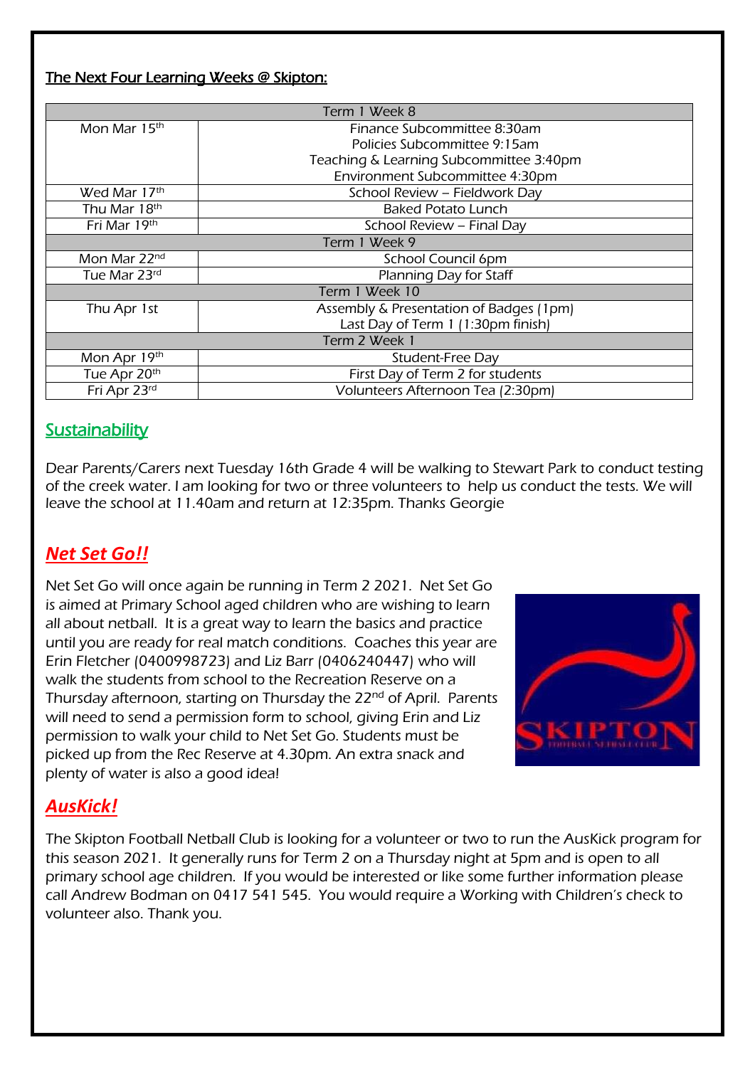## The Next Four Learning Weeks @ Skipton:

| Term 1 Week 8 | |
|---|---|
| Mon Mar 15th | Finance Subcommittee 8:30am<br>Policies Subcommittee 9:15am<br>Teaching & Learning Subcommittee 3:40pm<br>Environment Subcommittee 4:30pm |
| Wed Mar 17th | School Review – Fieldwork Day |
| Thu Mar 18th | Baked Potato Lunch |
| Fri Mar 19th | School Review – Final Day |
| **Term 1 Week 9** | |
| Mon Mar 22nd | School Council 6pm |
| Tue Mar 23rd | Planning Day for Staff |
| **Term 1 Week 10** | |
| Thu Apr 1st | Assembly & Presentation of Badges (1pm)<br>Last Day of Term 1 (1:30pm finish) |
| **Term 2 Week 1** | |
| Mon Apr 19th | Student-Free Day |
| Tue Apr 20th | First Day of Term 2 for students |
| Fri Apr 23rd | Volunteers Afternoon Tea (2:30pm) |

## Sustainability

Dear Parents/Carers next Tuesday 16th Grade 4 will be walking to Stewart Park to conduct testing of the creek water. I am looking for two or three volunteers to help us conduct the tests. We will leave the school at 11.40am and return at 12:35pm. Thanks Georgie

## *Net Set Go!!*

Net Set Go will once again be running in Term 2 2021. Net Set Go is aimed at Primary School aged children who are wishing to learn all about netball. It is a great way to learn the basics and practice until you are ready for real match conditions. Coaches this year are Erin Fletcher (0400998723) and Liz Barr (0406240447) who will walk the students from school to the Recreation Reserve on a Thursday afternoon, starting on Thursday the 22nd of April. Parents will need to send a permission form to school, giving Erin and Liz permission to walk your child to Net Set Go. Students must be picked up from the Rec Reserve at 4.30pm. An extra snack and plenty of water is also a good idea!

## *AusKick!*

The Skipton Football Netball Club is looking for a volunteer or two to run the AusKick program for this season 2021. It generally runs for Term 2 on a Thursday night at 5pm and is open to all primary school age children. If you would be interested or like some further information please call Andrew Bodman on 0417 541 545. You would require a Working with Children's check to volunteer also. Thank you.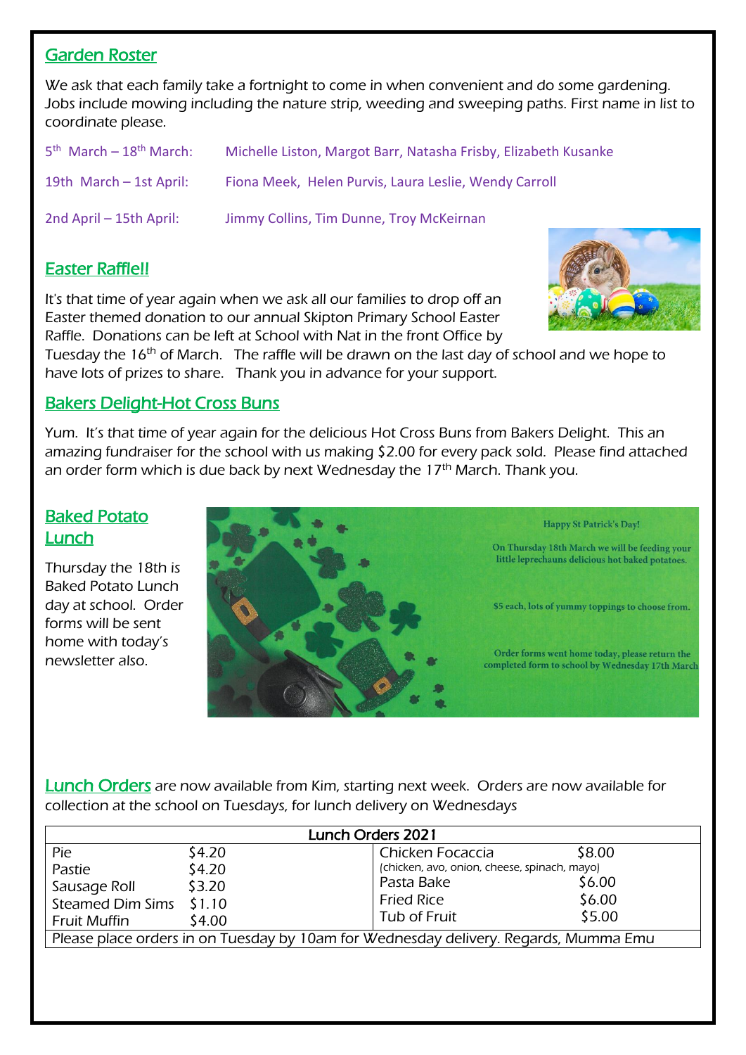## Garden Roster

We ask that each family take a fortnight to come in when convenient and do some gardening. Jobs include mowing including the nature strip, weeding and sweeping paths. First name in list to coordinate please.

| | |
|---|---|
| 5th March – 18th March: | Michelle Liston, Margot Barr, Natasha Frisby, Elizabeth Kusanke |
| 19th March – 1st April: | Fiona Meek, Helen Purvis, Laura Leslie, Wendy Carroll |
| 2nd April – 15th April: | Jimmy Collins, Tim Dunne, Troy McKeirnan |

## Easter Raffle!!

It's that time of year again when we ask all our families to drop off an Easter themed donation to our annual Skipton Primary School Easter Raffle. Donations can be left at School with Nat in the front Office by Tuesday the 16th of March. The raffle will be drawn on the last day of school and we hope to have lots of prizes to share. Thank you in advance for your support.

## Bakers Delight-Hot Cross Buns

Yum. It's that time of year again for the delicious Hot Cross Buns from Bakers Delight. This an amazing fundraiser for the school with us making $2.00 for every pack sold. Please find attached an order form which is due back by next Wednesday the 17th March. Thank you.

## Baked Potato Lunch

Thursday the 18th is Baked Potato Lunch day at school. Order forms will be sent home with today's newsletter also.

Happy St Patrick's Day!

On Thursday 18th March we will be feeding your little leprechauns delicious hot baked potatoes.

$5 each, lots of yummy toppings to choose from.

Order forms went home today, please return the completed form to school by Wednesday 17th March

**Lunch Orders** are now available from Kim, starting next week. Orders are now available for collection at the school on Tuesdays, for lunch delivery on Wednesdays

| Lunch Orders 2021 | | | |
|---|---|---|---|
| Pie | $4.20 | Chicken Focaccia | $8.00 |
| Pastie | $4.20 | (chicken, avo, onion, cheese, spinach, mayo) | |
| Sausage Roll | $3.20 | Pasta Bake | $6.00 |
| Steamed Dim Sims | $1.10 | Fried Rice | $6.00 |
| Fruit Muffin | $4.00 | Tub of Fruit | $5.00 |
| Please place orders in on Tuesday by 10am for Wednesday delivery. Regards, Mumma Emu | | | |